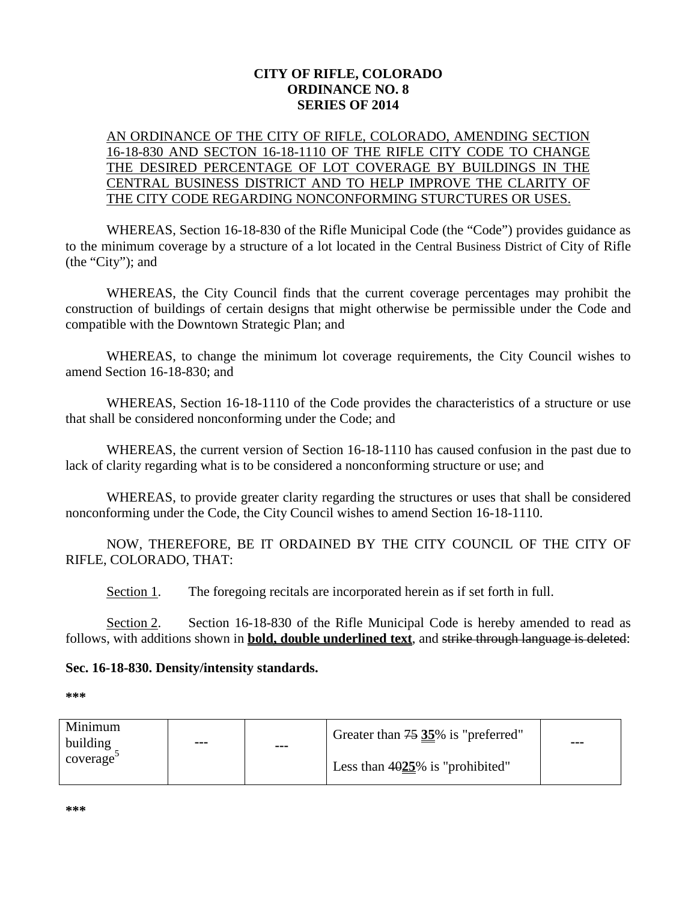**CITY OF RIFLE, COLORADO**
**ORDINANCE NO. 8**
**SERIES OF 2014**

AN ORDINANCE OF THE CITY OF RIFLE, COLORADO, AMENDING SECTION 16-18-830 AND SECTON 16-18-1110 OF THE RIFLE CITY CODE TO CHANGE THE DESIRED PERCENTAGE OF LOT COVERAGE BY BUILDINGS IN THE CENTRAL BUSINESS DISTRICT AND TO HELP IMPROVE THE CLARITY OF THE CITY CODE REGARDING NONCONFORMING STURCTURES OR USES.

WHEREAS, Section 16-18-830 of the Rifle Municipal Code (the "Code") provides guidance as to the minimum coverage by a structure of a lot located in the Central Business District of City of Rifle (the "City"); and

WHEREAS, the City Council finds that the current coverage percentages may prohibit the construction of buildings of certain designs that might otherwise be permissible under the Code and compatible with the Downtown Strategic Plan; and

WHEREAS, to change the minimum lot coverage requirements, the City Council wishes to amend Section 16-18-830; and

WHEREAS, Section 16-18-1110 of the Code provides the characteristics of a structure or use that shall be considered nonconforming under the Code; and

WHEREAS, the current version of Section 16-18-1110 has caused confusion in the past due to lack of clarity regarding what is to be considered a nonconforming structure or use; and

WHEREAS, to provide greater clarity regarding the structures or uses that shall be considered nonconforming under the Code, the City Council wishes to amend Section 16-18-1110.

NOW, THEREFORE, BE IT ORDAINED BY THE CITY COUNCIL OF THE CITY OF RIFLE, COLORADO, THAT:

Section 1. The foregoing recitals are incorporated herein as if set forth in full.

Section 2. Section 16-18-830 of the Rifle Municipal Code is hereby amended to read as follows, with additions shown in **bold, double underlined text**, and ~~strike through language is deleted~~:

**Sec. 16-18-830. Density/intensity standards.**

*******

| Minimum building coverage[5] | --- | --- | Greater than ~~75~~ **35**% is "preferred"<br><br>Less than ~~40~~**25**% is "prohibited" | --- |
|---|---|---|---|---|

*******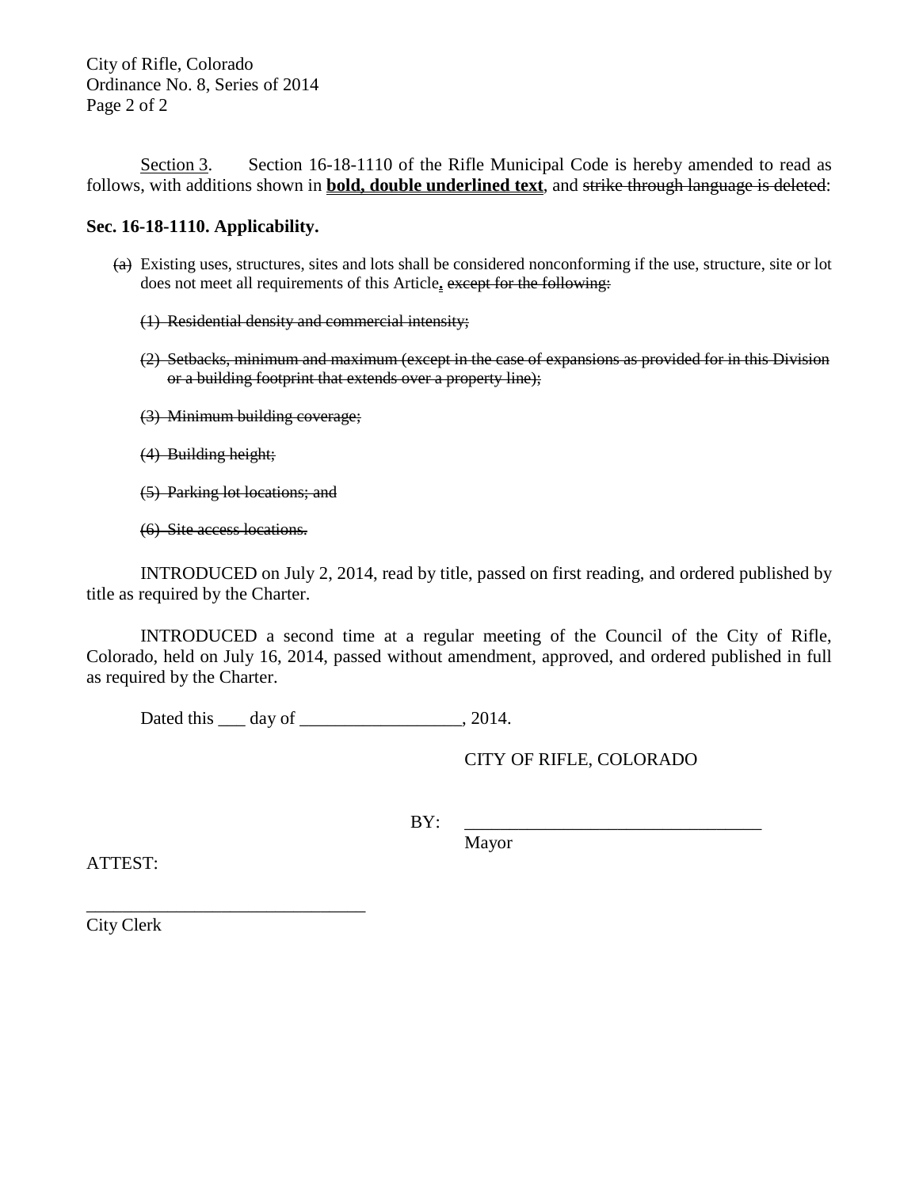Section 3. Section 16-18-1110 of the Rifle Municipal Code is hereby amended to read as follows, with additions shown in **<u>bold, double underlined text</u>**, and ~~strike through language is deleted~~:

**Sec. 16-18-1110. Applicability.**

~~(a)~~ Existing uses, structures, sites and lots shall be considered nonconforming if the use, structure, site or lot does not meet all requirements of this Article**<u>.</u>**~~, except for the following:~~

~~(1) Residential density and commercial intensity;~~

~~(2) Setbacks, minimum and maximum (except in the case of expansions as provided for in this Division or a building footprint that extends over a property line);~~

~~(3) Minimum building coverage;~~

~~(4) Building height;~~

~~(5) Parking lot locations; and~~

~~(6) Site access locations.~~

INTRODUCED on July 2, 2014, read by title, passed on first reading, and ordered published by title as required by the Charter.

INTRODUCED a second time at a regular meeting of the Council of the City of Rifle, Colorado, held on July 16, 2014, passed without amendment, approved, and ordered published in full as required by the Charter.

Dated this ___ day of __________________, 2014.

CITY OF RIFLE, COLORADO

BY: _________________________________
Mayor

ATTEST:

_______________________________
City Clerk